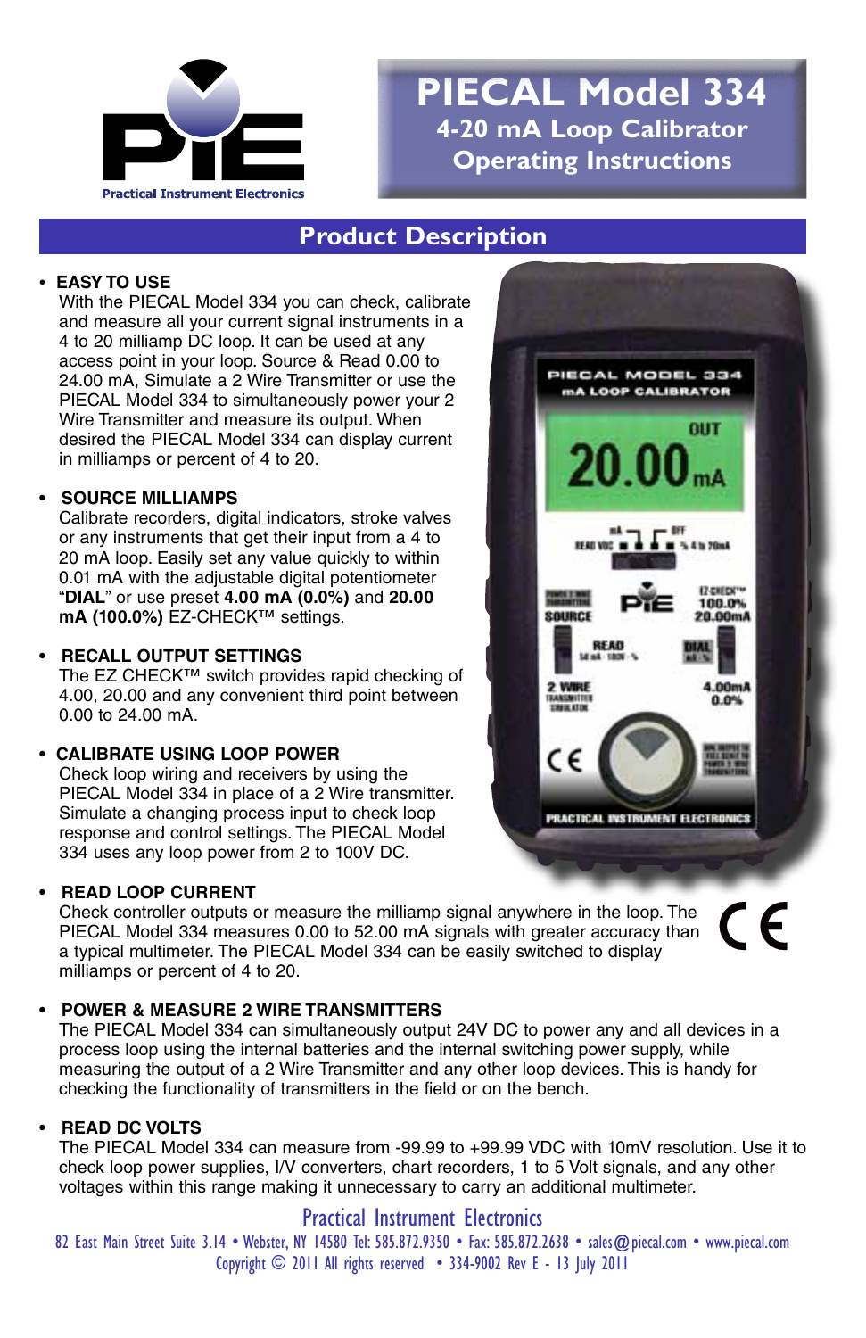PIE

Practical Instrument Electronics

# PIECAL Model 334

## 4-20 mA Loop Calibrator

## Operating Instructions

## Product Description

- **EASY TO USE**
  With the PIECAL Model 334 you can check, calibrate and measure all your current signal instruments in a 4 to 20 milliamp DC loop. It can be used at any access point in your loop. Source & Read 0.00 to 24.00 mA, Simulate a 2 Wire Transmitter or use the PIECAL Model 334 to simultaneously power your 2 Wire Transmitter and measure its output. When desired the PIECAL Model 334 can display current in milliamps or percent of 4 to 20.

- **SOURCE MILLIAMPS**
  Calibrate recorders, digital indicators, stroke valves or any instruments that get their input from a 4 to 20 mA loop. Easily set any value quickly to within 0.01 mA with the adjustable digital potentiometer "**DIAL**" or use preset **4.00 mA (0.0%)** and **20.00 mA (100.0%)** EZ-CHECK™ settings.

- **RECALL OUTPUT SETTINGS**
  The EZ CHECK™ switch provides rapid checking of 4.00, 20.00 and any convenient third point between 0.00 to 24.00 mA.

- **CALIBRATE USING LOOP POWER**
  Check loop wiring and receivers by using the PIECAL Model 334 in place of a 2 Wire transmitter. Simulate a changing process input to check loop response and control settings. The PIECAL Model 334 uses any loop power from 2 to 100V DC.

- **READ LOOP CURRENT**
  Check controller outputs or measure the milliamp signal anywhere in the loop. The PIECAL Model 334 measures 0.00 to 52.00 mA signals with greater accuracy than a typical multimeter. The PIECAL Model 334 can be easily switched to display milliamps or percent of 4 to 20.

- **POWER & MEASURE 2 WIRE TRANSMITTERS**
  The PIECAL Model 334 can simultaneously output 24V DC to power any and all devices in a process loop using the internal batteries and the internal switching power supply, while measuring the output of a 2 Wire Transmitter and any other loop devices. This is handy for checking the functionality of transmitters in the field or on the bench.

- **READ DC VOLTS**
  The PIECAL Model 334 can measure from -99.99 to +99.99 VDC with 10mV resolution. Use it to check loop power supplies, I/V converters, chart recorders, 1 to 5 Volt signals, and any other voltages within this range making it unnecessary to carry an additional multimeter.

Practical Instrument Electronics

82 East Main Street Suite 3.14 • Webster, NY 14580 Tel: 585.872.9350 • Fax: 585.872.2638 • sales@piecal.com • www.piecal.com

Copyright © 2011 All rights reserved • 334-9002 Rev E - 13 July 2011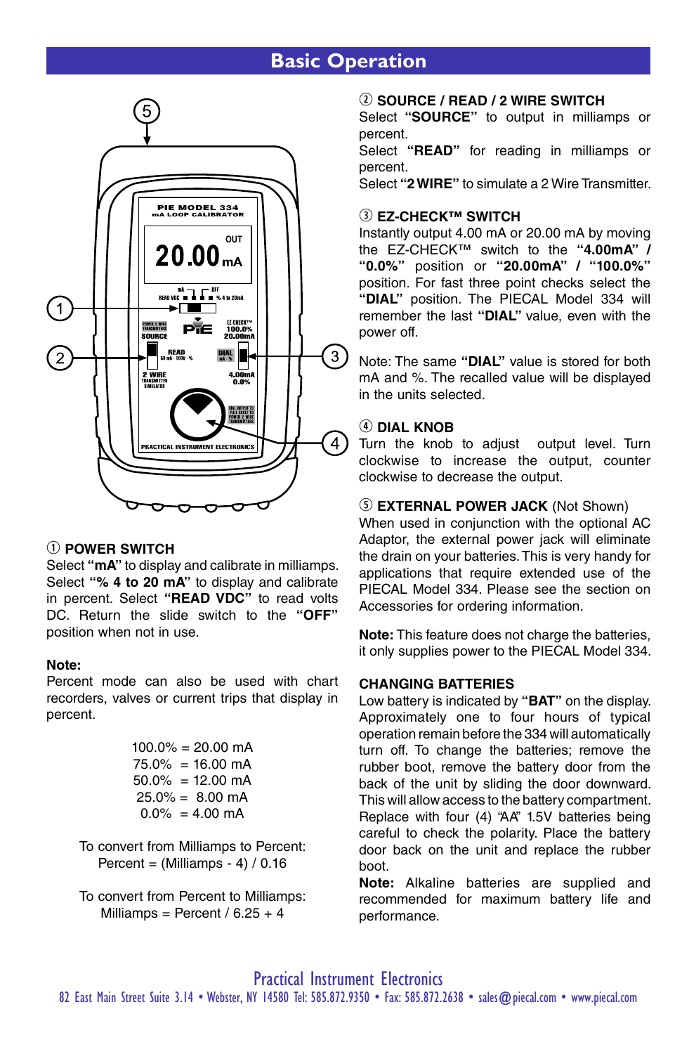## Basic Operation

① **POWER SWITCH**
Select **"mA"** to display and calibrate in milliamps. Select **"% 4 to 20 mA"** to display and calibrate in percent. Select **"READ VDC"** to read volts DC. Return the slide switch to the **"OFF"** position when not in use.

**Note:**
Percent mode can also be used with chart recorders, valves or current trips that display in percent.

100.0% = 20.00 mA
75.0% = 16.00 mA
50.0% = 12.00 mA
25.0% = 8.00 mA
0.0% = 4.00 mA

To convert from Milliamps to Percent:
Percent = (Milliamps - 4) / 0.16

To convert from Percent to Milliamps:
Milliamps = Percent / 6.25 + 4

② **SOURCE / READ / 2 WIRE SWITCH**
Select **"SOURCE"** to output in milliamps or percent.
Select **"READ"** for reading in milliamps or percent.
Select **"2 WIRE"** to simulate a 2 Wire Transmitter.

③ **EZ-CHECK™ SWITCH**
Instantly output 4.00 mA or 20.00 mA by moving the EZ-CHECK™ switch to the **"4.00mA" / "0.0%"** position or **"20.00mA" / "100.0%"** position. For fast three point checks select the **"DIAL"** position. The PIECAL Model 334 will remember the last **"DIAL"** value, even with the power off.

Note: The same **"DIAL"** value is stored for both mA and %. The recalled value will be displayed in the units selected.

④ **DIAL KNOB**
Turn the knob to adjust output level. Turn clockwise to increase the output, counter clockwise to decrease the output.

⑤ **EXTERNAL POWER JACK** (Not Shown)
When used in conjunction with the optional AC Adaptor, the external power jack will eliminate the drain on your batteries. This is very handy for applications that require extended use of the PIECAL Model 334. Please see the section on Accessories for ordering information.

**Note:** This feature does not charge the batteries, it only supplies power to the PIECAL Model 334.

**CHANGING BATTERIES**
Low battery is indicated by **"BAT"** on the display. Approximately one to four hours of typical operation remain before the 334 will automatically turn off. To change the batteries; remove the rubber boot, remove the battery door from the back of the unit by sliding the door downward. This will allow access to the battery compartment. Replace with four (4) "AA" 1.5V batteries being careful to check the polarity. Place the battery door back on the unit and replace the rubber boot.
**Note:** Alkaline batteries are supplied and recommended for maximum battery life and performance.

Practical Instrument Electronics
82 East Main Street Suite 3.14 • Webster, NY 14580 Tel: 585.872.9350 • Fax: 585.872.2638 • sales@piecal.com • www.piecal.com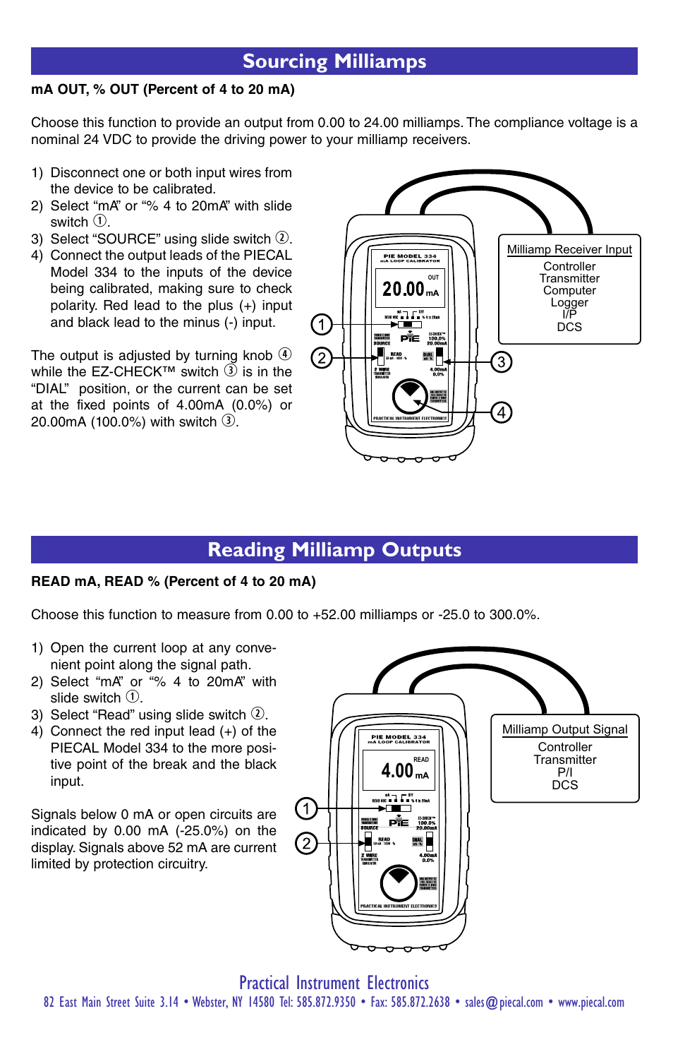## Sourcing Milliamps

**mA OUT, % OUT (Percent of 4 to 20 mA)**

Choose this function to provide an output from 0.00 to 24.00 milliamps. The compliance voltage is a nominal 24 VDC to provide the driving power to your milliamp receivers.

1) Disconnect one or both input wires from the device to be calibrated.
2) Select "mA" or "% 4 to 20mA" with slide switch ①.
3) Select "SOURCE" using slide switch ②.
4) Connect the output leads of the PIECAL Model 334 to the inputs of the device being calibrated, making sure to check polarity. Red lead to the plus (+) input and black lead to the minus (-) input.

The output is adjusted by turning knob ④ while the EZ-CHECK™ switch ③ is in the "DIAL" position, or the current can be set at the fixed points of 4.00mA (0.0%) or 20.00mA (100.0%) with switch ③.

Milliamp Receiver Input
Controller
Transmitter
Computer
Logger
I/P
DCS

## Reading Milliamp Outputs

**READ mA, READ % (Percent of 4 to 20 mA)**

Choose this function to measure from 0.00 to +52.00 milliamps or -25.0 to 300.0%.

1) Open the current loop at any convenient point along the signal path.
2) Select "mA" or "% 4 to 20mA" with slide switch ①.
3) Select "Read" using slide switch ②.
4) Connect the red input lead (+) of the PIECAL Model 334 to the more positive point of the break and the black input.

Signals below 0 mA or open circuits are indicated by 0.00 mA (-25.0%) on the display. Signals above 52 mA are current limited by protection circuitry.

Milliamp Output Signal
Controller
Transmitter
P/I
DCS

Practical Instrument Electronics
82 East Main Street Suite 3.14 • Webster, NY 14580 Tel: 585.872.9350 • Fax: 585.872.2638 • sales@piecal.com • www.piecal.com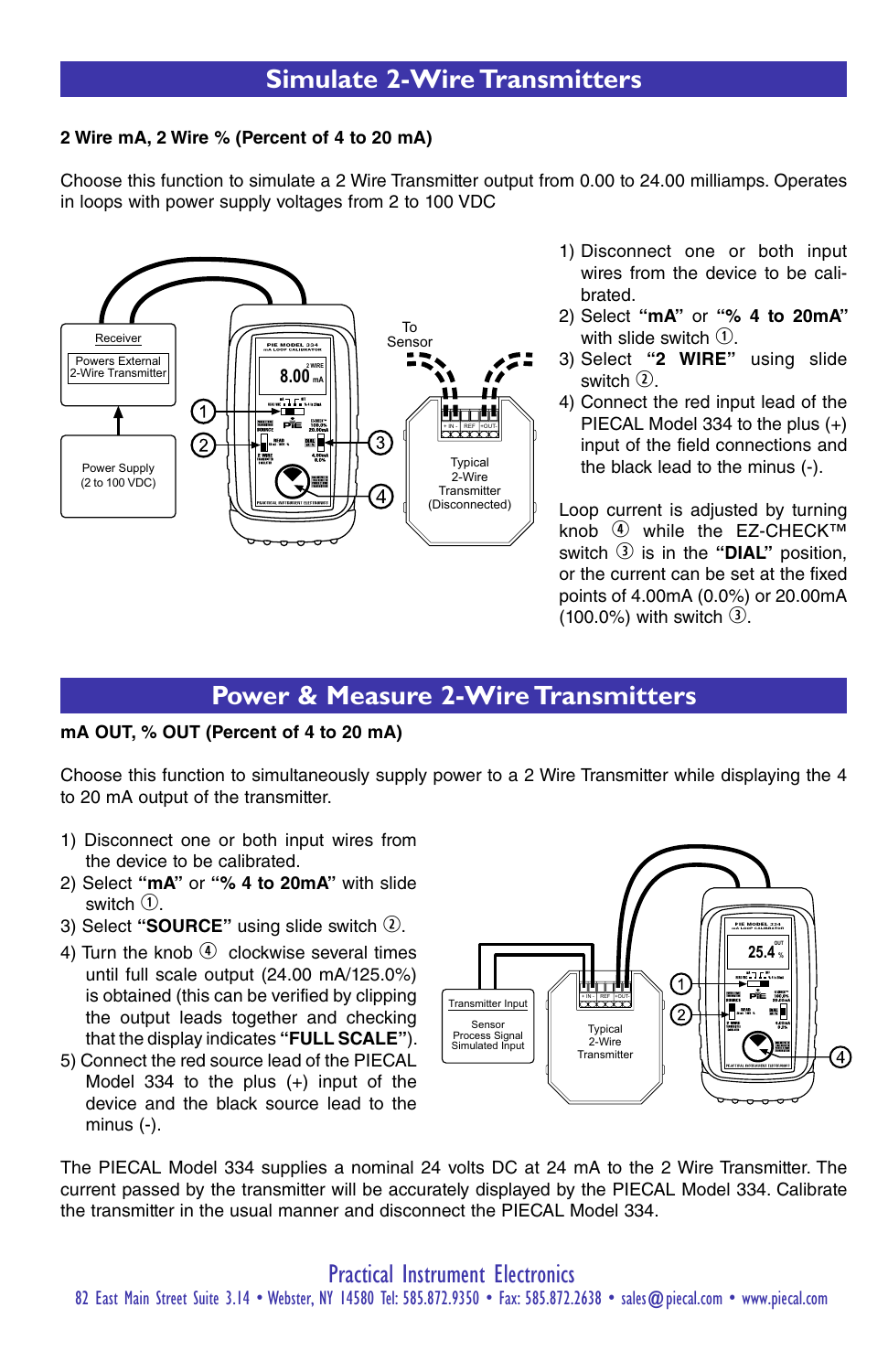## Simulate 2-Wire Transmitters

**2 Wire mA, 2 Wire % (Percent of 4 to 20 mA)**

Choose this function to simulate a 2 Wire Transmitter output from 0.00 to 24.00 milliamps. Operates in loops with power supply voltages from 2 to 100 VDC

1) Disconnect one or both input wires from the device to be calibrated.
2) Select **"mA"** or **"% 4 to 20mA"** with slide switch ①.
3) Select **"2 WIRE"** using slide switch ②.
4) Connect the red input lead of the PIECAL Model 334 to the plus (+) input of the field connections and the black lead to the minus (-).

Loop current is adjusted by turning knob ④ while the EZ-CHECK™ switch ③ is in the **"DIAL"** position, or the current can be set at the fixed points of 4.00mA (0.0%) or 20.00mA (100.0%) with switch ③.

## Power & Measure 2-Wire Transmitters

**mA OUT, % OUT (Percent of 4 to 20 mA)**

Choose this function to simultaneously supply power to a 2 Wire Transmitter while displaying the 4 to 20 mA output of the transmitter.

1) Disconnect one or both input wires from the device to be calibrated.
2) Select **"mA"** or **"% 4 to 20mA"** with slide switch ①.
3) Select **"SOURCE"** using slide switch ②.
4) Turn the knob ④ clockwise several times until full scale output (24.00 mA/125.0%) is obtained (this can be verified by clipping the output leads together and checking that the display indicates **"FULL SCALE"**).
5) Connect the red source lead of the PIECAL Model 334 to the plus (+) input of the device and the black source lead to the minus (-).

The PIECAL Model 334 supplies a nominal 24 volts DC at 24 mA to the 2 Wire Transmitter. The current passed by the transmitter will be accurately displayed by the PIECAL Model 334. Calibrate the transmitter in the usual manner and disconnect the PIECAL Model 334.

Practical Instrument Electronics
82 East Main Street Suite 3.14 • Webster, NY 14580 Tel: 585.872.9350 • Fax: 585.872.2638 • sales@piecal.com • www.piecal.com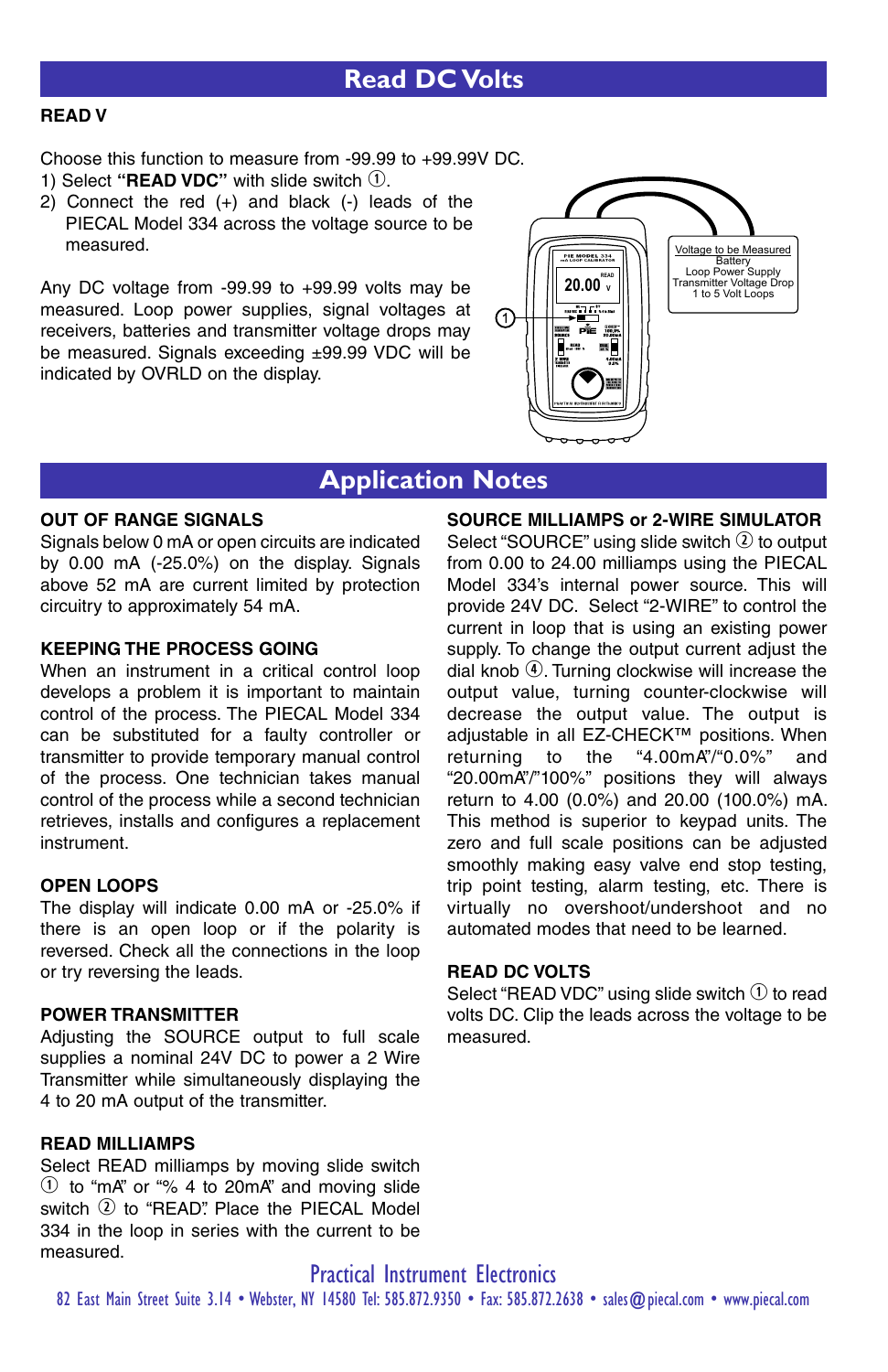# Read DC Volts

### READ V

Choose this function to measure from -99.99 to +99.99V DC.

1) Select **"READ VDC"** with slide switch ①.
2) Connect the red (+) and black (-) leads of the PIECAL Model 334 across the voltage source to be measured.

Any DC voltage from -99.99 to +99.99 volts may be measured. Loop power supplies, signal voltages at receivers, batteries and transmitter voltage drops may be measured. Signals exceeding ±99.99 VDC will be indicated by OVRLD on the display.

Voltage to be Measured
Battery
Loop Power Supply
Transmitter Voltage Drop
1 to 5 Volt Loops

# Application Notes

### OUT OF RANGE SIGNALS

Signals below 0 mA or open circuits are indicated by 0.00 mA (-25.0%) on the display. Signals above 52 mA are current limited by protection circuitry to approximately 54 mA.

### KEEPING THE PROCESS GOING

When an instrument in a critical control loop develops a problem it is important to maintain control of the process. The PIECAL Model 334 can be substituted for a faulty controller or transmitter to provide temporary manual control of the process. One technician takes manual control of the process while a second technician retrieves, installs and configures a replacement instrument.

### OPEN LOOPS

The display will indicate 0.00 mA or -25.0% if there is an open loop or if the polarity is reversed. Check all the connections in the loop or try reversing the leads.

### POWER TRANSMITTER

Adjusting the SOURCE output to full scale supplies a nominal 24V DC to power a 2 Wire Transmitter while simultaneously displaying the 4 to 20 mA output of the transmitter.

### READ MILLIAMPS

Select READ milliamps by moving slide switch ① to "mA" or "% 4 to 20mA" and moving slide switch ② to "READ". Place the PIECAL Model 334 in the loop in series with the current to be measured.

### SOURCE MILLIAMPS or 2-WIRE SIMULATOR

Select "SOURCE" using slide switch ② to output from 0.00 to 24.00 milliamps using the PIECAL Model 334's internal power source. This will provide 24V DC. Select "2-WIRE" to control the current in loop that is using an existing power supply. To change the output current adjust the dial knob ④. Turning clockwise will increase the output value, turning counter-clockwise will decrease the output value. The output is adjustable in all EZ-CHECK™ positions. When returning to the "4.00mA"/"0.0%" and "20.00mA"/"100%" positions they will always return to 4.00 (0.0%) and 20.00 (100.0%) mA. This method is superior to keypad units. The zero and full scale positions can be adjusted smoothly making easy valve end stop testing, trip point testing, alarm testing, etc. There is virtually no overshoot/undershoot and no automated modes that need to be learned.

### READ DC VOLTS

Select "READ VDC" using slide switch ① to read volts DC. Clip the leads across the voltage to be measured.

Practical Instrument Electronics
82 East Main Street Suite 3.14 • Webster, NY 14580 Tel: 585.872.9350 • Fax: 585.872.2638 • sales@piecal.com • www.piecal.com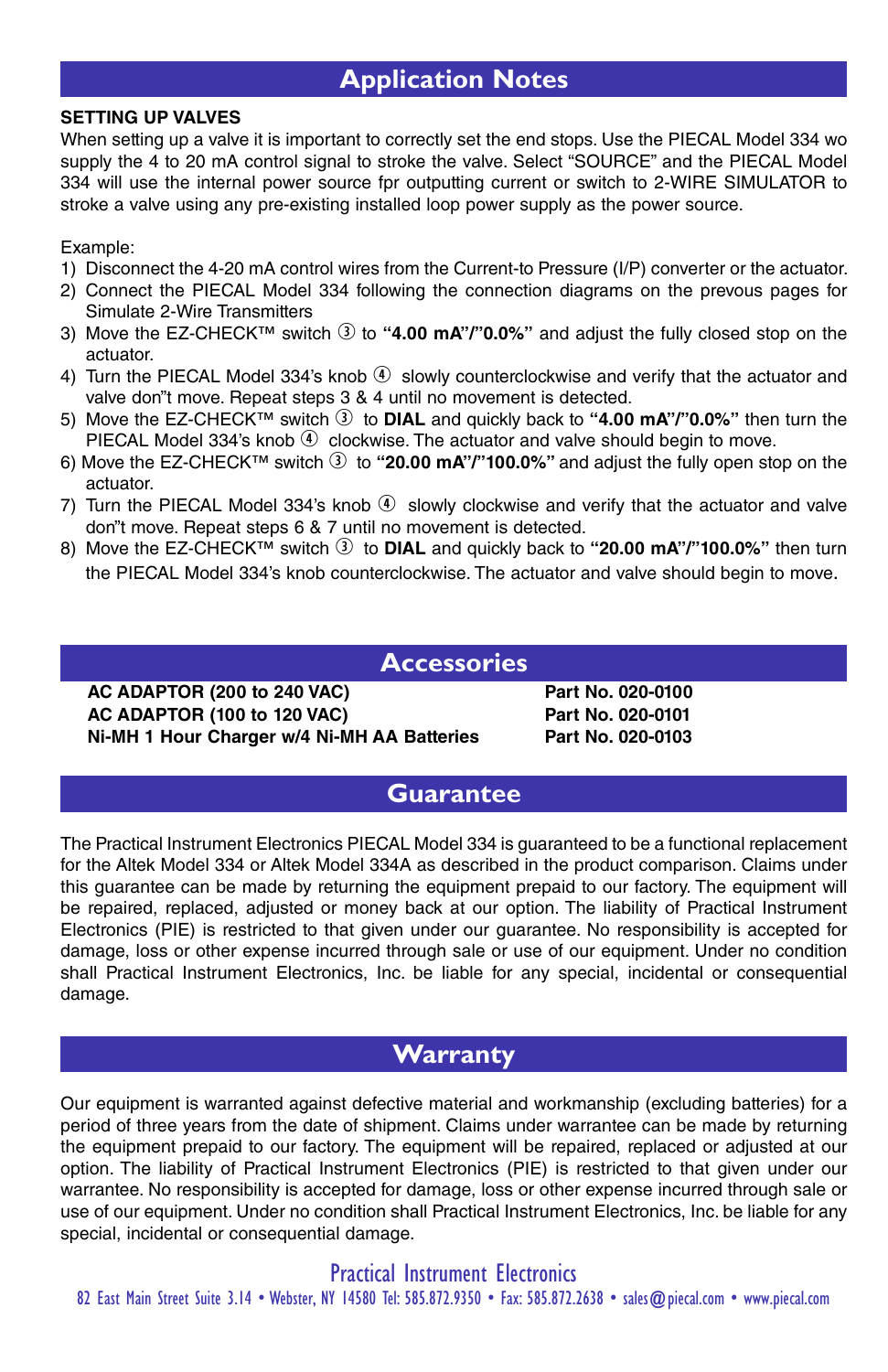## Application Notes

**SETTING UP VALVES**

When setting up a valve it is important to correctly set the end stops. Use the PIECAL Model 334 wo supply the 4 to 20 mA control signal to stroke the valve. Select "SOURCE" and the PIECAL Model 334 will use the internal power source fpr outputting current or switch to 2-WIRE SIMULATOR to stroke a valve using any pre-existing installed loop power supply as the power source.

Example:

1) Disconnect the 4-20 mA control wires from the Current-to Pressure (I/P) converter or the actuator.
2) Connect the PIECAL Model 334 following the connection diagrams on the prevous pages for Simulate 2-Wire Transmitters
3) Move the EZ-CHECK™ switch ③ to **"4.00 mA"/"0.0%"** and adjust the fully closed stop on the actuator.
4) Turn the PIECAL Model 334's knob ④ slowly counterclockwise and verify that the actuator and valve don"t move. Repeat steps 3 & 4 until no movement is detected.
5) Move the EZ-CHECK™ switch ③ to **DIAL** and quickly back to **"4.00 mA"/"0.0%"** then turn the PIECAL Model 334's knob ④ clockwise. The actuator and valve should begin to move.
6) Move the EZ-CHECK™ switch ③ to **"20.00 mA"/"100.0%"** and adjust the fully open stop on the actuator.
7) Turn the PIECAL Model 334's knob ④ slowly clockwise and verify that the actuator and valve don"t move. Repeat steps 6 & 7 until no movement is detected.
8) Move the EZ-CHECK™ switch ③ to **DIAL** and quickly back to **"20.00 mA"/"100.0%"** then turn the PIECAL Model 334's knob counterclockwise. The actuator and valve should begin to move.

## Accessories

| | |
|---|---|
| **AC ADAPTOR (200 to 240 VAC)** | **Part No. 020-0100** |
| **AC ADAPTOR (100 to 120 VAC)** | **Part No. 020-0101** |
| **Ni-MH 1 Hour Charger w/4 Ni-MH AA Batteries** | **Part No. 020-0103** |

## Guarantee

The Practical Instrument Electronics PIECAL Model 334 is guaranteed to be a functional replacement for the Altek Model 334 or Altek Model 334A as described in the product comparison. Claims under this guarantee can be made by returning the equipment prepaid to our factory. The equipment will be repaired, replaced, adjusted or money back at our option. The liability of Practical Instrument Electronics (PIE) is restricted to that given under our guarantee. No responsibility is accepted for damage, loss or other expense incurred through sale or use of our equipment. Under no condition shall Practical Instrument Electronics, Inc. be liable for any special, incidental or consequential damage.

## Warranty

Our equipment is warranted against defective material and workmanship (excluding batteries) for a period of three years from the date of shipment. Claims under warrantee can be made by returning the equipment prepaid to our factory. The equipment will be repaired, replaced or adjusted at our option. The liability of Practical Instrument Electronics (PIE) is restricted to that given under our warrantee. No responsibility is accepted for damage, loss or other expense incurred through sale or use of our equipment. Under no condition shall Practical Instrument Electronics, Inc. be liable for any special, incidental or consequential damage.

Practical Instrument Electronics

82 East Main Street Suite 3.14 • Webster, NY 14580 Tel: 585.872.9350 • Fax: 585.872.2638 • sales@piecal.com • www.piecal.com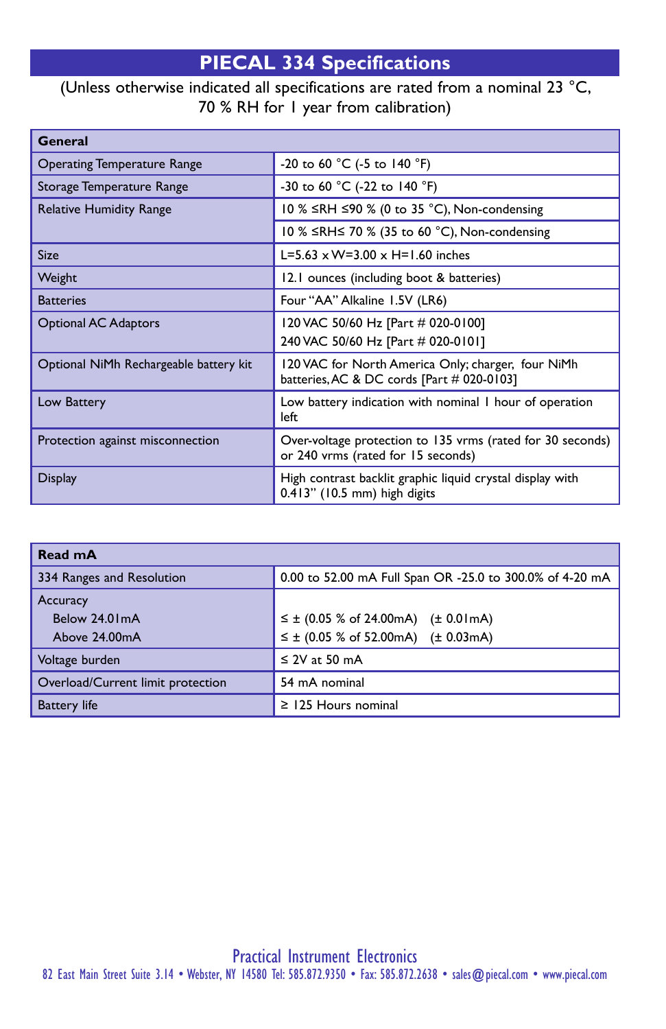# PIECAL 334 Specifications

(Unless otherwise indicated all specifications are rated from a nominal 23 °C, 70 % RH for 1 year from calibration)

| General | |
|---|---|
| Operating Temperature Range | -20 to 60 °C (-5 to 140 °F) |
| Storage Temperature Range | -30 to 60 °C (-22 to 140 °F) |
| Relative Humidity Range | 10 % ≤RH ≤90 % (0 to 35 °C), Non-condensing |
| | 10 % ≤RH≤ 70 % (35 to 60 °C), Non-condensing |
| Size | L=5.63 x W=3.00 x H=1.60 inches |
| Weight | 12.1 ounces (including boot & batteries) |
| Batteries | Four "AA" Alkaline 1.5V (LR6) |
| Optional AC Adaptors | 120 VAC 50/60 Hz [Part # 020-0100]<br>240 VAC 50/60 Hz [Part # 020-0101] |
| Optional NiMh Rechargeable battery kit | 120 VAC for North America Only; charger, four NiMh batteries, AC & DC cords [Part # 020-0103] |
| Low Battery | Low battery indication with nominal 1 hour of operation left |
| Protection against misconnection | Over-voltage protection to 135 vrms (rated for 30 seconds) or 240 vrms (rated for 15 seconds) |
| Display | High contrast backlit graphic liquid crystal display with 0.413" (10.5 mm) high digits |

| Read mA | |
|---|---|
| 334 Ranges and Resolution | 0.00 to 52.00 mA Full Span OR -25.0 to 300.0% of 4-20 mA |
| Accuracy<br>Below 24.01mA<br>Above 24.00mA | <br>≤ ± (0.05 % of 24.00mA) (± 0.01mA)<br>≤ ± (0.05 % of 52.00mA) (± 0.03mA) |
| Voltage burden | ≤ 2V at 50 mA |
| Overload/Current limit protection | 54 mA nominal |
| Battery life | ≥ 125 Hours nominal |

Practical Instrument Electronics

82 East Main Street Suite 3.14 • Webster, NY 14580 Tel: 585.872.9350 • Fax: 585.872.2638 • sales@piecal.com • www.piecal.com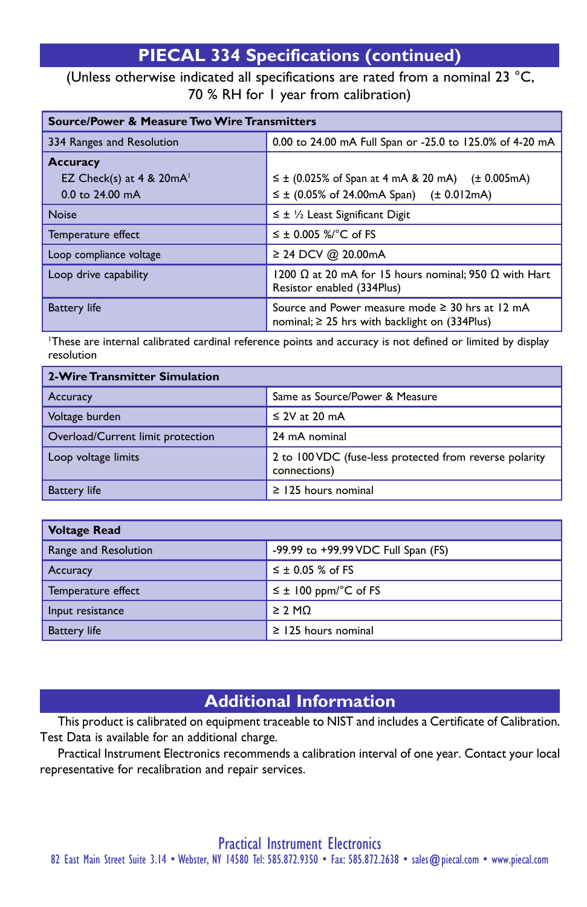## PIECAL 334 Specifications (continued)

(Unless otherwise indicated all specifications are rated from a nominal 23 °C, 70 % RH for 1 year from calibration)

| **Source/Power & Measure Two Wire Transmitters** | |
|---|---|
| 334 Ranges and Resolution | 0.00 to 24.00 mA Full Span or -25.0 to 125.0% of 4-20 mA |
| **Accuracy**<br>EZ Check(s) at 4 & 20mA[1]<br>0.0 to 24.00 mA | ≤ ± (0.025% of Span at 4 mA & 20 mA) (± 0.005mA)<br>≤ ± (0.05% of 24.00mA Span) (± 0.012mA) |
| Noise | ≤ ± ½ Least Significant Digit |
| Temperature effect | ≤ ± 0.005 %/°C of FS |
| Loop compliance voltage | ≥ 24 DCV @ 20.00mA |
| Loop drive capability | 1200 Ω at 20 mA for 15 hours nominal; 950 Ω with Hart Resistor enabled (334Plus) |
| Battery life | Source and Power measure mode ≥ 30 hrs at 12 mA nominal; ≥ 25 hrs with backlight on (334Plus) |

[1]These are internal calibrated cardinal reference points and accuracy is not defined or limited by display resolution

| **2-Wire Transmitter Simulation** | |
|---|---|
| Accuracy | Same as Source/Power & Measure |
| Voltage burden | ≤ 2V at 20 mA |
| Overload/Current limit protection | 24 mA nominal |
| Loop voltage limits | 2 to 100VDC (fuse-less protected from reverse polarity connections) |
| Battery life | ≥ 125 hours nominal |

| **Voltage Read** | |
|---|---|
| Range and Resolution | -99.99 to +99.99VDC Full Span (FS) |
| Accuracy | ≤ ± 0.05 % of FS |
| Temperature effect | ≤ ± 100 ppm/°C of FS |
| Input resistance | ≥ 2 MΩ |
| Battery life | ≥ 125 hours nominal |

## Additional Information

This product is calibrated on equipment traceable to NIST and includes a Certificate of Calibration. Test Data is available for an additional charge.

Practical Instrument Electronics recommends a calibration interval of one year. Contact your local representative for recalibration and repair services.

Practical Instrument Electronics

82 East Main Street Suite 3.14 • Webster, NY 14580 Tel: 585.872.9350 • Fax: 585.872.2638 • sales@piecal.com • www.piecal.com